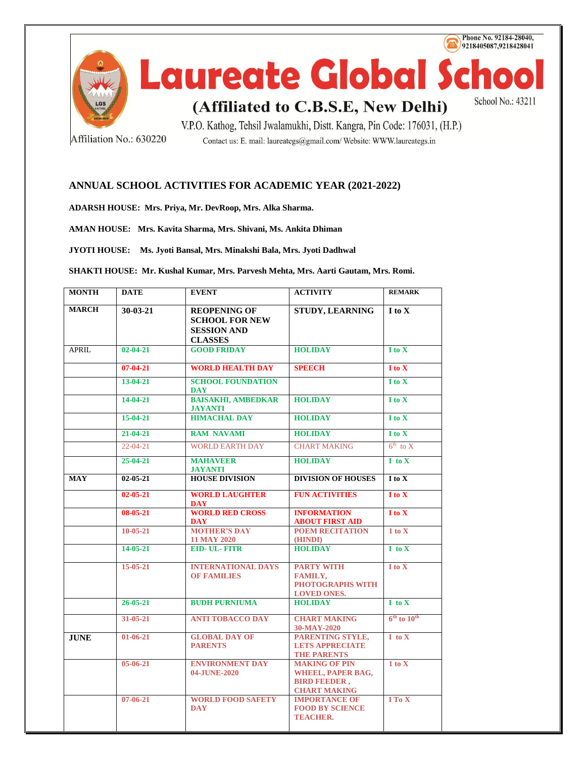Phone No. 92184-28040, 9218405087,9218428041

# Laureate Global School

## (Affiliated to C.B.S.E, New Delhi)

School No.: 43211

V.P.O. Kathog, Tehsil Jwalamukhi, Distt. Kangra, Pin Code: 176031, (H.P.)

Affiliation No.: 630220

Contact us: E. mail: laureategs@gmail.com/ Website: WWW.laureategs.in

### ANNUAL SCHOOL ACTIVITIES FOR ACADEMIC YEAR (2021-2022)

**ADARSH HOUSE: Mrs. Priya, Mr. DevRoop, Mrs. Alka Sharma.**

**AMAN HOUSE: Mrs. Kavita Sharma, Mrs. Shivani, Ms. Ankita Dhiman**

**JYOTI HOUSE: Ms. Jyoti Bansal, Mrs. Minakshi Bala, Mrs. Jyoti Dadhwal**

**SHAKTI HOUSE: Mr. Kushal Kumar, Mrs. Parvesh Mehta, Mrs. Aarti Gautam, Mrs. Romi.**

| MONTH | DATE | EVENT | ACTIVITY | REMARK |
|---|---|---|---|---|
| MARCH | 30-03-21 | REOPENING OF SCHOOL FOR NEW SESSION AND CLASSES | STUDY, LEARNING | I to X |
| APRIL | 02-04-21 | GOOD FRIDAY | HOLIDAY | I to X |
| | 07-04-21 | WORLD HEALTH DAY | SPEECH | I to X |
| | 13-04-21 | SCHOOL FOUNDATION DAY | | I to X |
| | 14-04-21 | BAISAKHI, AMBEDKAR JAYANTI | HOLIDAY | I to X |
| | 15-04-21 | HIMACHAL DAY | HOLIDAY | I to X |
| | 21-04-21 | RAM NAVAMI | HOLIDAY | I to X |
| | 22-04-21 | WORLD EARTH DAY | CHART MAKING | 6th to X |
| | 25-04-21 | MAHAVEER JAYANTI | HOLIDAY | I to X |
| MAY | 02-05-21 | HOUSE DIVISION | DIVISION OF HOUSES | I to X |
| | 02-05-21 | WORLD LAUGHTER DAY | FUN ACTIVITIES | I to X |
| | 08-05-21 | WORLD RED CROSS DAY | INFORMATION ABOUT FIRST AID | I to X |
| | 10-05-21 | MOTHER'S DAY 11 MAY 2020 | POEM RECITATION (HINDI) | 1 to X |
| | 14-05-21 | EID- UL- FITR | HOLIDAY | I to X |
| | 15-05-21 | INTERNATIONAL DAYS OF FAMILIES | PARTY WITH FAMILY, PHOTOGRAPHS WITH LOVED ONES. | I to X |
| | 26-05-21 | BUDH PURNIUMA | HOLIDAY | I to X |
| | 31-05-21 | ANTI TOBACCO DAY | CHART MAKING 30-MAY-2020 | 6th to 10th |
| JUNE | 01-06-21 | GLOBAL DAY OF PARENTS | PARENTING STYLE, LETS APPRECIATE THE PARENTS | I to X |
| | 05-06-21 | ENVIRONMENT DAY 04-JUNE-2020 | MAKING OF PIN WHEEL, PAPER BAG, BIRD FEEDER , CHART MAKING | 1 to X |
| | 07-06-21 | WORLD FOOD SAFETY DAY | IMPORTANCE OF FOOD BY SCIENCE TEACHER. | I To X |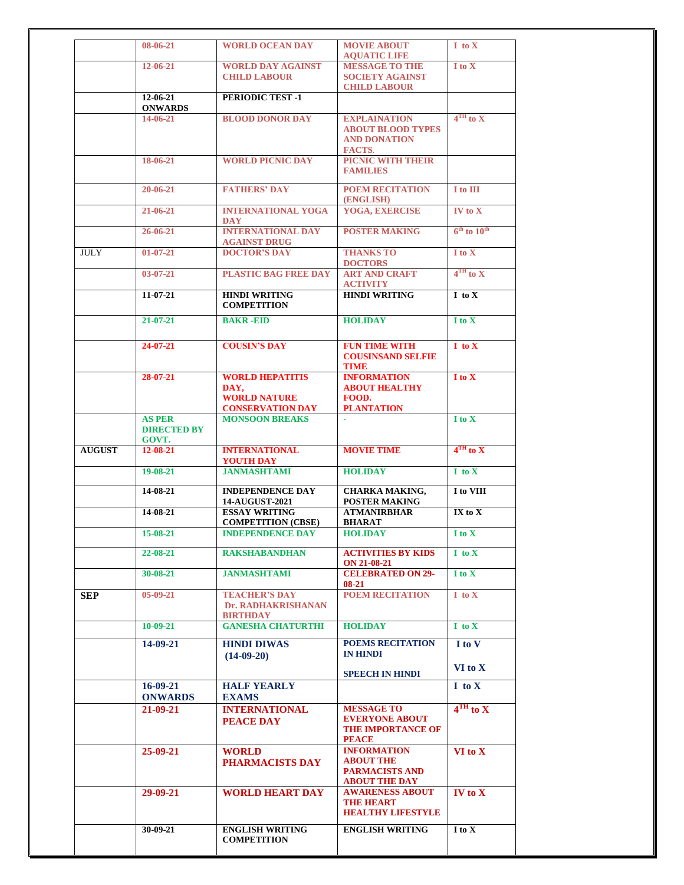| | | | | |
|---|---|---|---|---|
| | 08-06-21 | WORLD OCEAN DAY | MOVIE ABOUT AQUATIC LIFE | I to X |
| | 12-06-21 | WORLD DAY AGAINST CHILD LABOUR | MESSAGE TO THE SOCIETY AGAINST CHILD LABOUR | I to X |
| | 12-06-21 ONWARDS | PERIODIC TEST -1 | | |
| | 14-06-21 | BLOOD DONOR DAY | EXPLAINATION ABOUT BLOOD TYPES AND DONATION FACTS. | 4TH to X |
| | 18-06-21 | WORLD PICNIC DAY | PICNIC WITH THEIR FAMILIES | |
| | 20-06-21 | FATHERS' DAY | POEM RECITATION (ENGLISH) | I to III |
| | 21-06-21 | INTERNATIONAL YOGA DAY | YOGA, EXERCISE | IV to X |
| | 26-06-21 | INTERNATIONAL DAY AGAINST DRUG | POSTER MAKING | 6th to 10th |
| JULY | 01-07-21 | DOCTOR'S DAY | THANKS TO DOCTORS | I to X |
| | 03-07-21 | PLASTIC BAG FREE DAY | ART AND CRAFT ACTIVITY | 4TH to X |
| | 11-07-21 | HINDI WRITING COMPETITION | HINDI WRITING | I to X |
| | 21-07-21 | BAKR -EID | HOLIDAY | I to X |
| | 24-07-21 | COUSIN'S DAY | FUN TIME WITH COUSINSAND SELFIE TIME | I to X |
| | 28-07-21 | WORLD HEPATITIS DAY, WORLD NATURE CONSERVATION DAY | INFORMATION ABOUT HEALTHY FOOD. PLANTATION | I to X |
| | AS PER DIRECTED BY GOVT. | MONSOON BREAKS | - | I to X |
| AUGUST | 12-08-21 | INTERNATIONAL YOUTH DAY | MOVIE TIME | 4TH to X |
| | 19-08-21 | JANMASHTAMI | HOLIDAY | I to X |
| | 14-08-21 | INDEPENDENCE DAY 14-AUGUST-2021 | CHARKA MAKING, POSTER MAKING | I to VIII |
| | 14-08-21 | ESSAY WRITING COMPETITION (CBSE) | ATMANIRBHAR BHARAT | IX to X |
| | 15-08-21 | INDEPENDENCE DAY | HOLIDAY | I to X |
| | 22-08-21 | RAKSHABANDHAN | ACTIVITIES BY KIDS ON 21-08-21 | I to X |
| | 30-08-21 | JANMASHTAMI | CELEBRATED ON 29-08-21 | I to X |
| SEP | 05-09-21 | TEACHER'S DAY Dr. RADHAKRISHANAN BIRTHDAY | POEM RECITATION | I to X |
| | 10-09-21 | GANESHA CHATURTHI | HOLIDAY | I to X |
| | 14-09-21 | HINDI DIWAS (14-09-20) | POEMS RECITATION IN HINDI<br>SPEECH IN HINDI | I to V<br>VI to X |
| | 16-09-21 ONWARDS | HALF YEARLY EXAMS | | I to X |
| | 21-09-21 | INTERNATIONAL PEACE DAY | MESSAGE TO EVERYONE ABOUT THE IMPORTANCE OF PEACE | 4TH to X |
| | 25-09-21 | WORLD PHARMACISTS DAY | INFORMATION ABOUT THE PARMACISTS AND ABOUT THE DAY | VI to X |
| | 29-09-21 | WORLD HEART DAY | AWARENESS ABOUT THE HEART HEALTHY LIFESTYLE | IV to X |
| | 30-09-21 | ENGLISH WRITING COMPETITION | ENGLISH WRITING | I to X |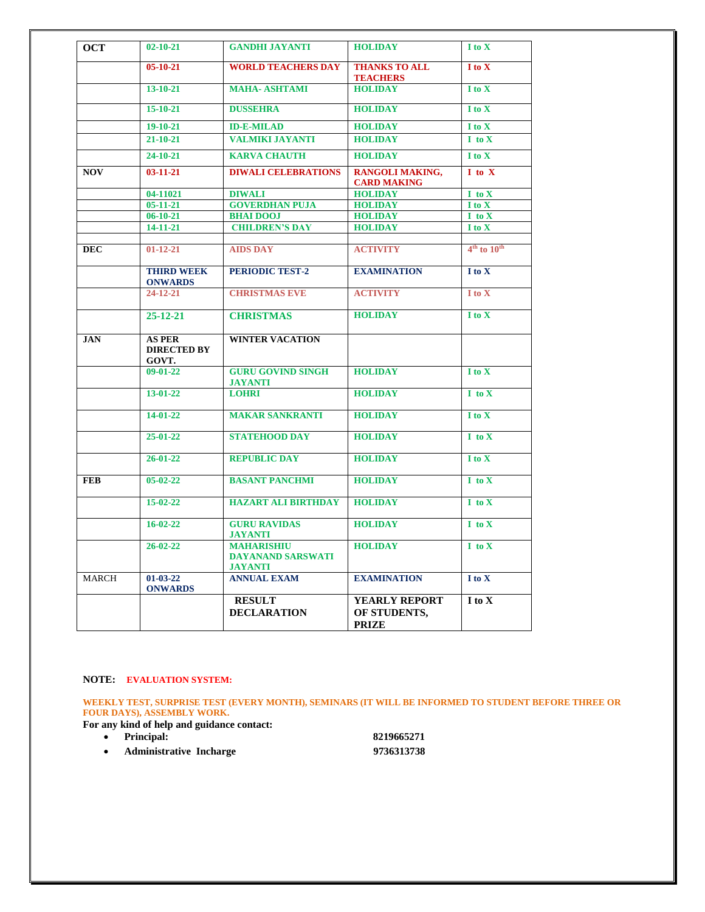| | | | | |
|---|---|---|---|---|
| **OCT** | **02-10-21** | **GANDHI JAYANTI** | **HOLIDAY** | **I to X** |
| | **05-10-21** | **WORLD TEACHERS DAY** | **THANKS TO ALL TEACHERS** | **I to X** |
| | **13-10-21** | **MAHA- ASHTAMI** | **HOLIDAY** | **I to X** |
| | **15-10-21** | **DUSSEHRA** | **HOLIDAY** | **I to X** |
| | **19-10-21** | **ID-E-MILAD** | **HOLIDAY** | **I to X** |
| | **21-10-21** | **VALMIKI JAYANTI** | **HOLIDAY** | **I to X** |
| | **24-10-21** | **KARVA CHAUTH** | **HOLIDAY** | **I to X** |
| **NOV** | **03-11-21** | **DIWALI CELEBRATIONS** | **RANGOLI MAKING, CARD MAKING** | **I to X** |
| | **04-11021** | **DIWALI** | **HOLIDAY** | **I to X** |
| | **05-11-21** | **GOVERDHAN PUJA** | **HOLIDAY** | **I to X** |
| | **06-10-21** | **BHAI DOOJ** | **HOLIDAY** | **I to X** |
| | **14-11-21** | **CHILDREN'S DAY** | **HOLIDAY** | **I to X** |
| | | | | |
| **DEC** | **01-12-21** | **AIDS DAY** | **ACTIVITY** | **4th to 10th** |
| | **THIRD WEEK ONWARDS** | **PERIODIC TEST-2** | **EXAMINATION** | **I to X** |
| | **24-12-21** | **CHRISTMAS EVE** | **ACTIVITY** | **I to X** |
| | **25-12-21** | **CHRISTMAS** | **HOLIDAY** | **I to X** |
| **JAN** | **AS PER DIRECTED BY GOVT.** | **WINTER VACATION** | | |
| | **09-01-22** | **GURU GOVIND SINGH JAYANTI** | **HOLIDAY** | **I to X** |
| | **13-01-22** | **LOHRI** | **HOLIDAY** | **I to X** |
| | **14-01-22** | **MAKAR SANKRANTI** | **HOLIDAY** | **I to X** |
| | **25-01-22** | **STATEHOOD DAY** | **HOLIDAY** | **I to X** |
| | **26-01-22** | **REPUBLIC DAY** | **HOLIDAY** | **I to X** |
| **FEB** | **05-02-22** | **BASANT PANCHMI** | **HOLIDAY** | **I to X** |
| | **15-02-22** | **HAZART ALI BIRTHDAY** | **HOLIDAY** | **I to X** |
| | **16-02-22** | **GURU RAVIDAS JAYANTI** | **HOLIDAY** | **I to X** |
| | **26-02-22** | **MAHARISHIU DAYANAND SARSWATI JAYANTI** | **HOLIDAY** | **I to X** |
| MARCH | **01-03-22 ONWARDS** | **ANNUAL EXAM** | **EXAMINATION** | **I to X** |
| | | **RESULT DECLARATION** | **YEARLY REPORT OF STUDENTS, PRIZE** | **I to X** |

**NOTE:** **EVALUATION SYSTEM:**

**WEEKLY TEST, SURPRISE TEST (EVERY MONTH), SEMINARS (IT WILL BE INFORMED TO STUDENT BEFORE THREE OR FOUR DAYS), ASSEMBLY WORK.**

**For any kind of help and guidance contact:**

- **Principal:** **8219665271**
- **Administrative Incharge** **9736313738**